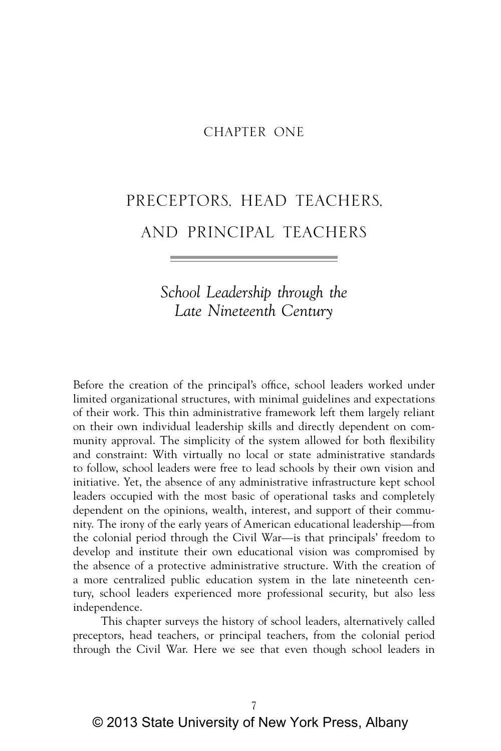CHAPTER ONE

# PRECEPTORS, HEAD TEACHERS, AND PRINCIPAL TEACHERS

## *School Leadership through the Late Nineteenth Century*

Before the creation of the principal's office, school leaders worked under limited organizational structures, with minimal guidelines and expectations of their work. This thin administrative framework left them largely reliant on their own individual leadership skills and directly dependent on community approval. The simplicity of the system allowed for both flexibility and constraint: With virtually no local or state administrative standards to follow, school leaders were free to lead schools by their own vision and initiative. Yet, the absence of any administrative infrastructure kept school leaders occupied with the most basic of operational tasks and completely dependent on the opinions, wealth, interest, and support of their community. The irony of the early years of American educational leadership—from the colonial period through the Civil War—is that principals' freedom to develop and institute their own educational vision was compromised by the absence of a protective administrative structure. With the creation of a more centralized public education system in the late nineteenth century, school leaders experienced more professional security, but also less independence.

This chapter surveys the history of school leaders, alternatively called preceptors, head teachers, or principal teachers, from the colonial period through the Civil War. Here we see that even though school leaders in

© 2013 State University of New York Press, Albany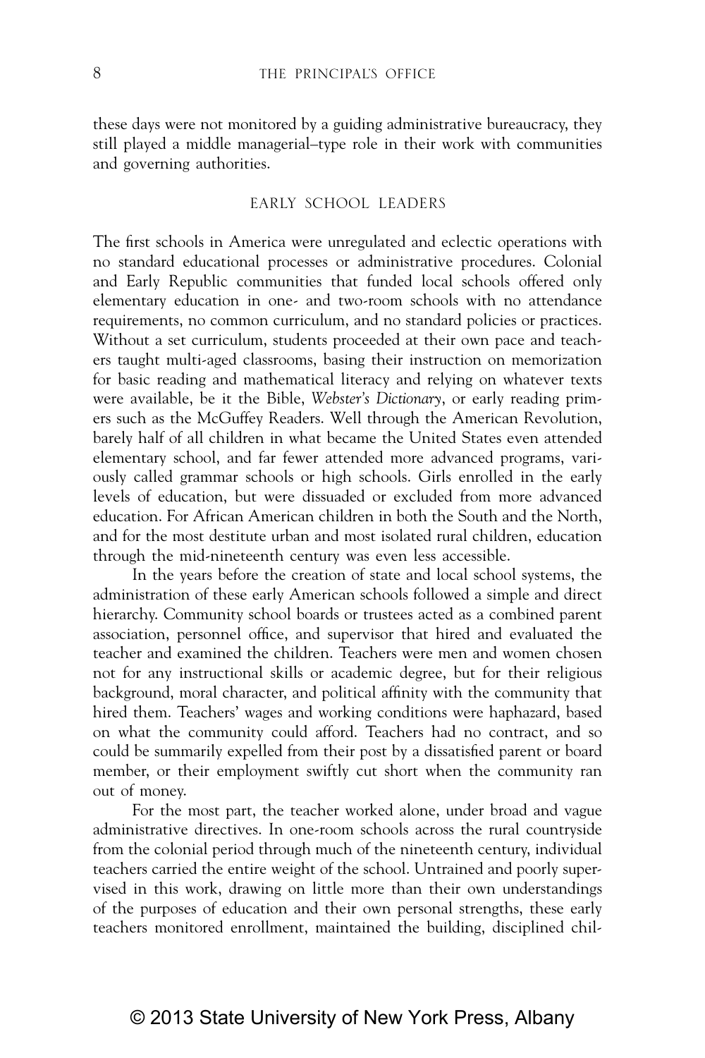these days were not monitored by a guiding administrative bureaucracy, they still played a middle managerial–type role in their work with communities and governing authorities.

## EARLY SCHOOL LEADERS

The first schools in America were unregulated and eclectic operations with no standard educational processes or administrative procedures. Colonial and Early Republic communities that funded local schools offered only elementary education in one- and two-room schools with no attendance requirements, no common curriculum, and no standard policies or practices. Without a set curriculum, students proceeded at their own pace and teachers taught multi-aged classrooms, basing their instruction on memorization for basic reading and mathematical literacy and relying on whatever texts were available, be it the Bible, *Webster's Dictionary*, or early reading primers such as the McGuffey Readers. Well through the American Revolution, barely half of all children in what became the United States even attended elementary school, and far fewer attended more advanced programs, variously called grammar schools or high schools. Girls enrolled in the early levels of education, but were dissuaded or excluded from more advanced education. For African American children in both the South and the North, and for the most destitute urban and most isolated rural children, education through the mid-nineteenth century was even less accessible.

In the years before the creation of state and local school systems, the administration of these early American schools followed a simple and direct hierarchy. Community school boards or trustees acted as a combined parent association, personnel office, and supervisor that hired and evaluated the teacher and examined the children. Teachers were men and women chosen not for any instructional skills or academic degree, but for their religious background, moral character, and political affinity with the community that hired them. Teachers' wages and working conditions were haphazard, based on what the community could afford. Teachers had no contract, and so could be summarily expelled from their post by a dissatisfied parent or board member, or their employment swiftly cut short when the community ran out of money.

For the most part, the teacher worked alone, under broad and vague administrative directives. In one-room schools across the rural countryside from the colonial period through much of the nineteenth century, individual teachers carried the entire weight of the school. Untrained and poorly supervised in this work, drawing on little more than their own understandings of the purposes of education and their own personal strengths, these early teachers monitored enrollment, maintained the building, disciplined chil-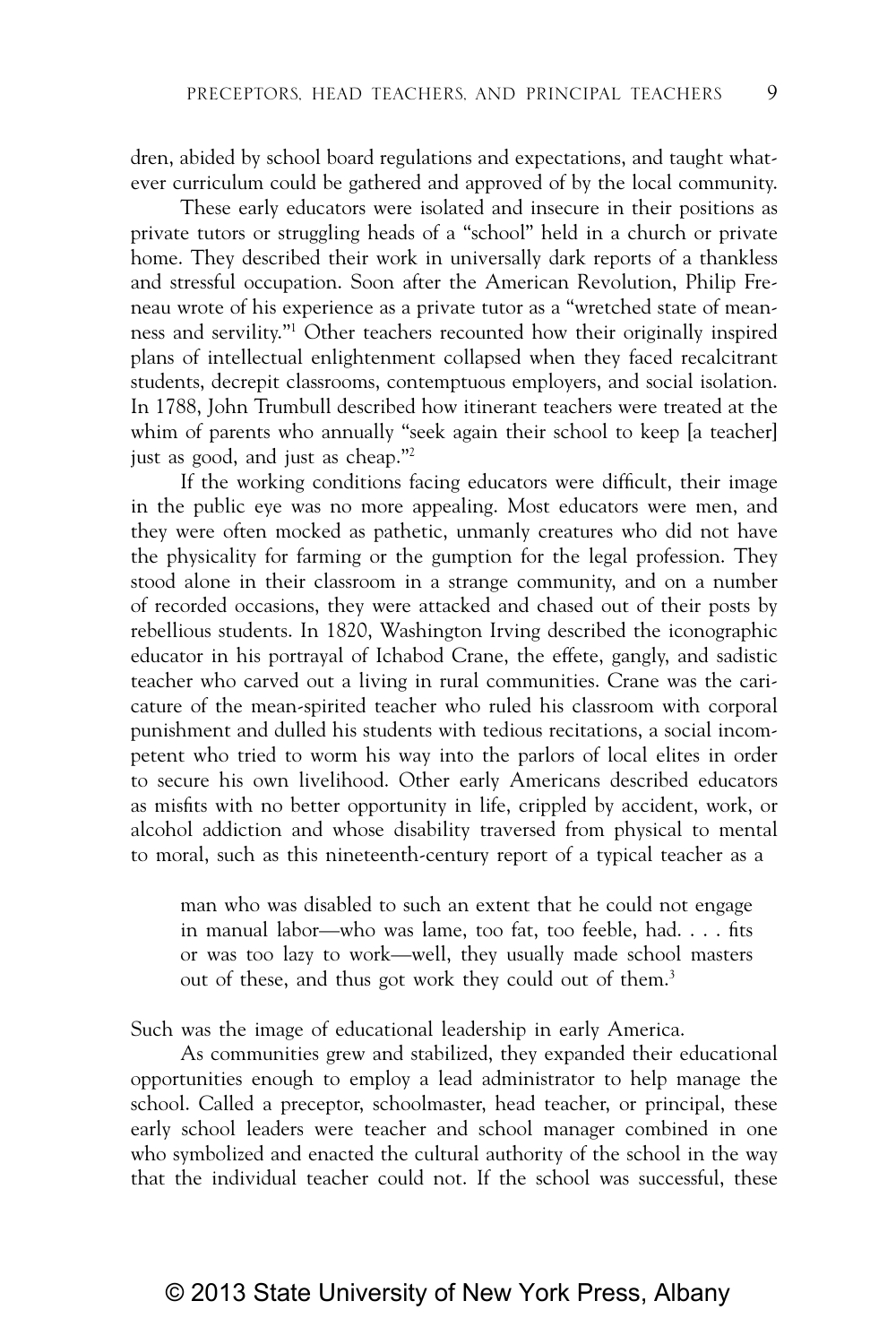dren, abided by school board regulations and expectations, and taught whatever curriculum could be gathered and approved of by the local community.

These early educators were isolated and insecure in their positions as private tutors or struggling heads of a "school" held in a church or private home. They described their work in universally dark reports of a thankless and stressful occupation. Soon after the American Revolution, Philip Freneau wrote of his experience as a private tutor as a "wretched state of meanness and servility."[1] Other teachers recounted how their originally inspired plans of intellectual enlightenment collapsed when they faced recalcitrant students, decrepit classrooms, contemptuous employers, and social isolation. In 1788, John Trumbull described how itinerant teachers were treated at the whim of parents who annually "seek again their school to keep [a teacher] just as good, and just as cheap."[2]

If the working conditions facing educators were difficult, their image in the public eye was no more appealing. Most educators were men, and they were often mocked as pathetic, unmanly creatures who did not have the physicality for farming or the gumption for the legal profession. They stood alone in their classroom in a strange community, and on a number of recorded occasions, they were attacked and chased out of their posts by rebellious students. In 1820, Washington Irving described the iconographic educator in his portrayal of Ichabod Crane, the effete, gangly, and sadistic teacher who carved out a living in rural communities. Crane was the caricature of the mean-spirited teacher who ruled his classroom with corporal punishment and dulled his students with tedious recitations, a social incompetent who tried to worm his way into the parlors of local elites in order to secure his own livelihood. Other early Americans described educators as misfits with no better opportunity in life, crippled by accident, work, or alcohol addiction and whose disability traversed from physical to mental to moral, such as this nineteenth-century report of a typical teacher as a

> man who was disabled to such an extent that he could not engage in manual labor—who was lame, too fat, too feeble, had. . . . fits or was too lazy to work—well, they usually made school masters out of these, and thus got work they could out of them.[3]

Such was the image of educational leadership in early America.

As communities grew and stabilized, they expanded their educational opportunities enough to employ a lead administrator to help manage the school. Called a preceptor, schoolmaster, head teacher, or principal, these early school leaders were teacher and school manager combined in one who symbolized and enacted the cultural authority of the school in the way that the individual teacher could not. If the school was successful, these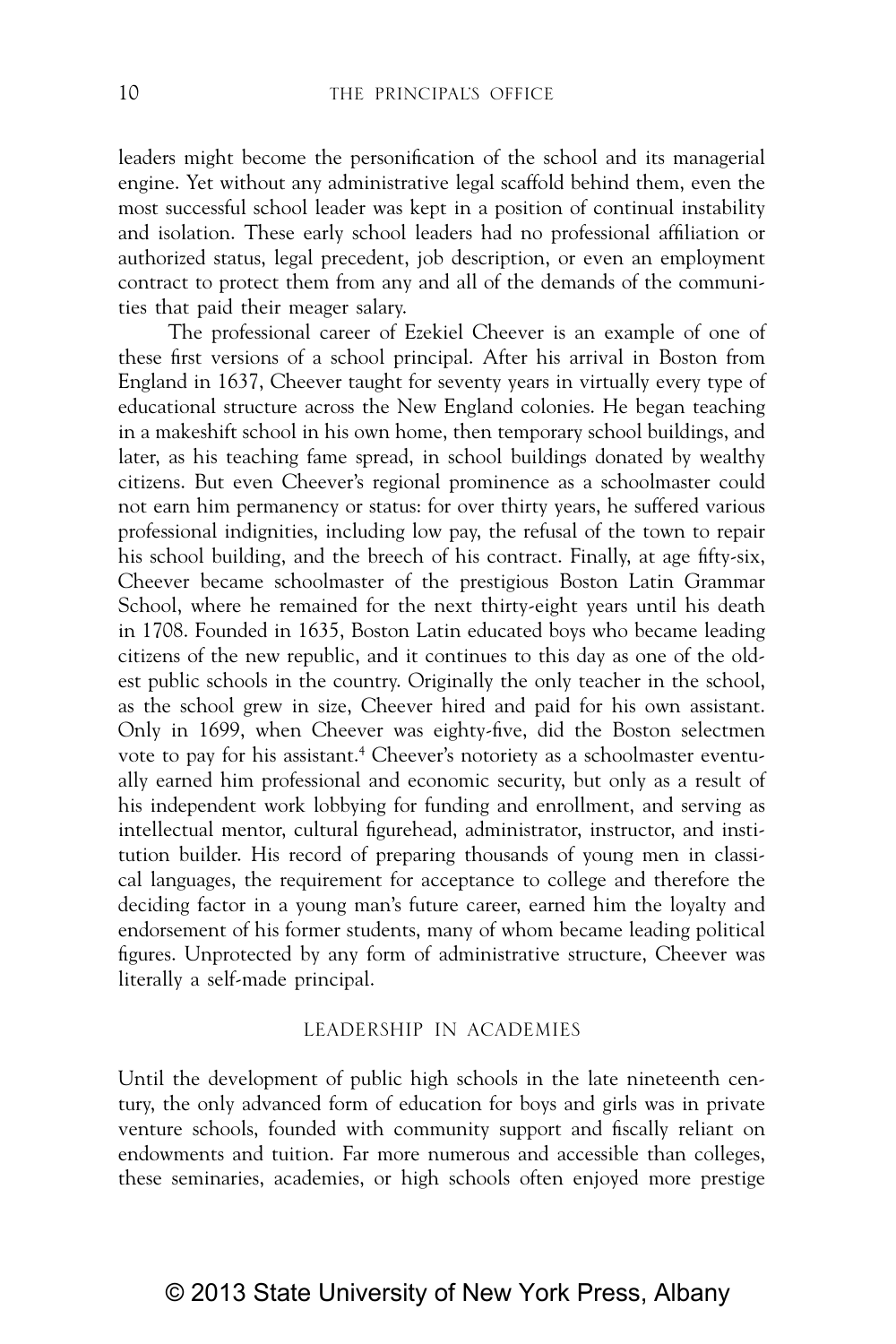leaders might become the personification of the school and its managerial engine. Yet without any administrative legal scaffold behind them, even the most successful school leader was kept in a position of continual instability and isolation. These early school leaders had no professional affiliation or authorized status, legal precedent, job description, or even an employment contract to protect them from any and all of the demands of the communities that paid their meager salary.

The professional career of Ezekiel Cheever is an example of one of these first versions of a school principal. After his arrival in Boston from England in 1637, Cheever taught for seventy years in virtually every type of educational structure across the New England colonies. He began teaching in a makeshift school in his own home, then temporary school buildings, and later, as his teaching fame spread, in school buildings donated by wealthy citizens. But even Cheever's regional prominence as a schoolmaster could not earn him permanency or status: for over thirty years, he suffered various professional indignities, including low pay, the refusal of the town to repair his school building, and the breech of his contract. Finally, at age fifty-six, Cheever became schoolmaster of the prestigious Boston Latin Grammar School, where he remained for the next thirty-eight years until his death in 1708. Founded in 1635, Boston Latin educated boys who became leading citizens of the new republic, and it continues to this day as one of the oldest public schools in the country. Originally the only teacher in the school, as the school grew in size, Cheever hired and paid for his own assistant. Only in 1699, when Cheever was eighty-five, did the Boston selectmen vote to pay for his assistant.[4] Cheever's notoriety as a schoolmaster eventually earned him professional and economic security, but only as a result of his independent work lobbying for funding and enrollment, and serving as intellectual mentor, cultural figurehead, administrator, instructor, and institution builder. His record of preparing thousands of young men in classical languages, the requirement for acceptance to college and therefore the deciding factor in a young man's future career, earned him the loyalty and endorsement of his former students, many of whom became leading political figures. Unprotected by any form of administrative structure, Cheever was literally a self-made principal.

## LEADERSHIP IN ACADEMIES

Until the development of public high schools in the late nineteenth century, the only advanced form of education for boys and girls was in private venture schools, founded with community support and fiscally reliant on endowments and tuition. Far more numerous and accessible than colleges, these seminaries, academies, or high schools often enjoyed more prestige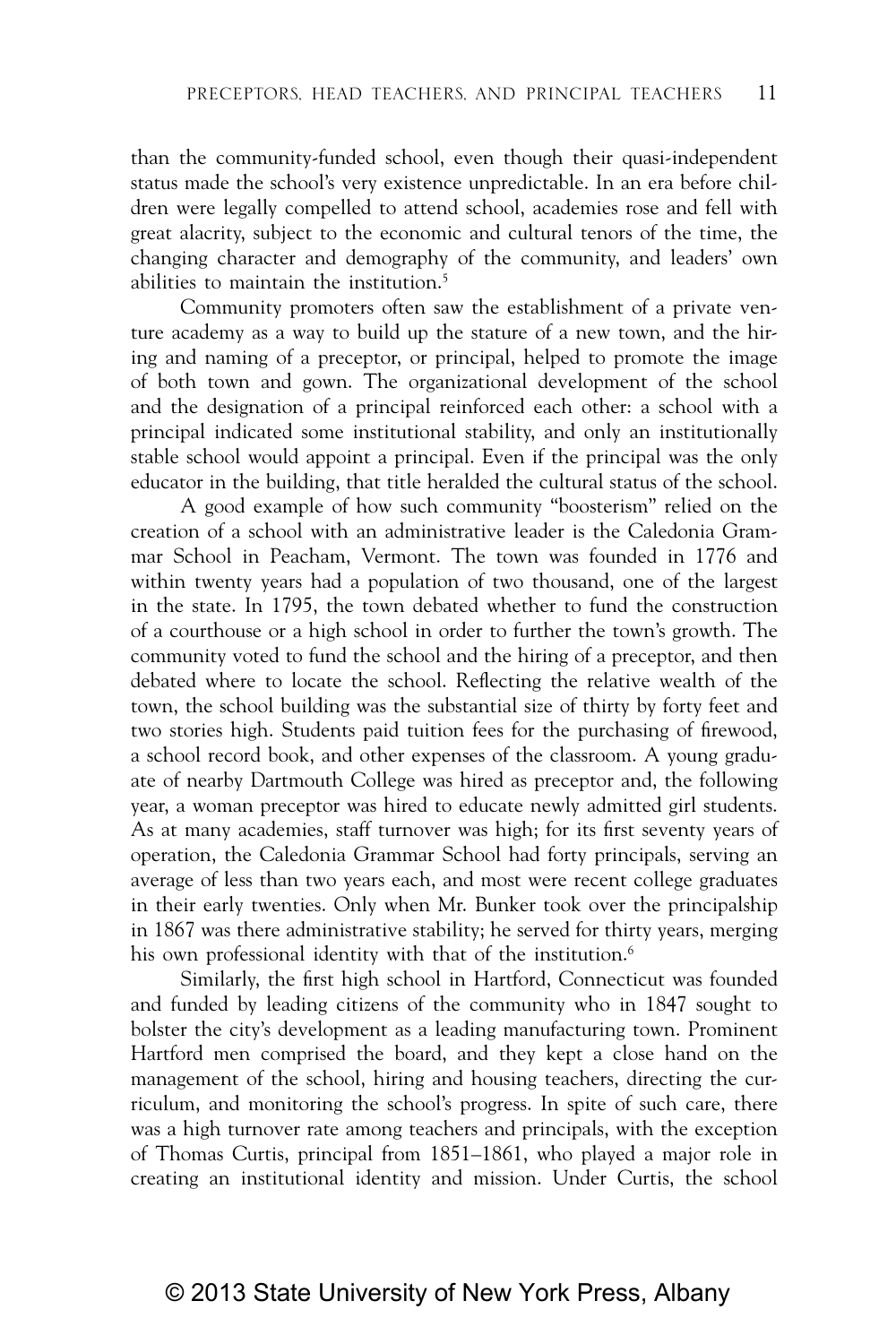than the community-funded school, even though their quasi-independent status made the school's very existence unpredictable. In an era before children were legally compelled to attend school, academies rose and fell with great alacrity, subject to the economic and cultural tenors of the time, the changing character and demography of the community, and leaders' own abilities to maintain the institution.[5]

Community promoters often saw the establishment of a private venture academy as a way to build up the stature of a new town, and the hiring and naming of a preceptor, or principal, helped to promote the image of both town and gown. The organizational development of the school and the designation of a principal reinforced each other: a school with a principal indicated some institutional stability, and only an institutionally stable school would appoint a principal. Even if the principal was the only educator in the building, that title heralded the cultural status of the school.

A good example of how such community "boosterism" relied on the creation of a school with an administrative leader is the Caledonia Grammar School in Peacham, Vermont. The town was founded in 1776 and within twenty years had a population of two thousand, one of the largest in the state. In 1795, the town debated whether to fund the construction of a courthouse or a high school in order to further the town's growth. The community voted to fund the school and the hiring of a preceptor, and then debated where to locate the school. Reflecting the relative wealth of the town, the school building was the substantial size of thirty by forty feet and two stories high. Students paid tuition fees for the purchasing of firewood, a school record book, and other expenses of the classroom. A young graduate of nearby Dartmouth College was hired as preceptor and, the following year, a woman preceptor was hired to educate newly admitted girl students. As at many academies, staff turnover was high; for its first seventy years of operation, the Caledonia Grammar School had forty principals, serving an average of less than two years each, and most were recent college graduates in their early twenties. Only when Mr. Bunker took over the principalship in 1867 was there administrative stability; he served for thirty years, merging his own professional identity with that of the institution.[6]

Similarly, the first high school in Hartford, Connecticut was founded and funded by leading citizens of the community who in 1847 sought to bolster the city's development as a leading manufacturing town. Prominent Hartford men comprised the board, and they kept a close hand on the management of the school, hiring and housing teachers, directing the curriculum, and monitoring the school's progress. In spite of such care, there was a high turnover rate among teachers and principals, with the exception of Thomas Curtis, principal from 1851–1861, who played a major role in creating an institutional identity and mission. Under Curtis, the school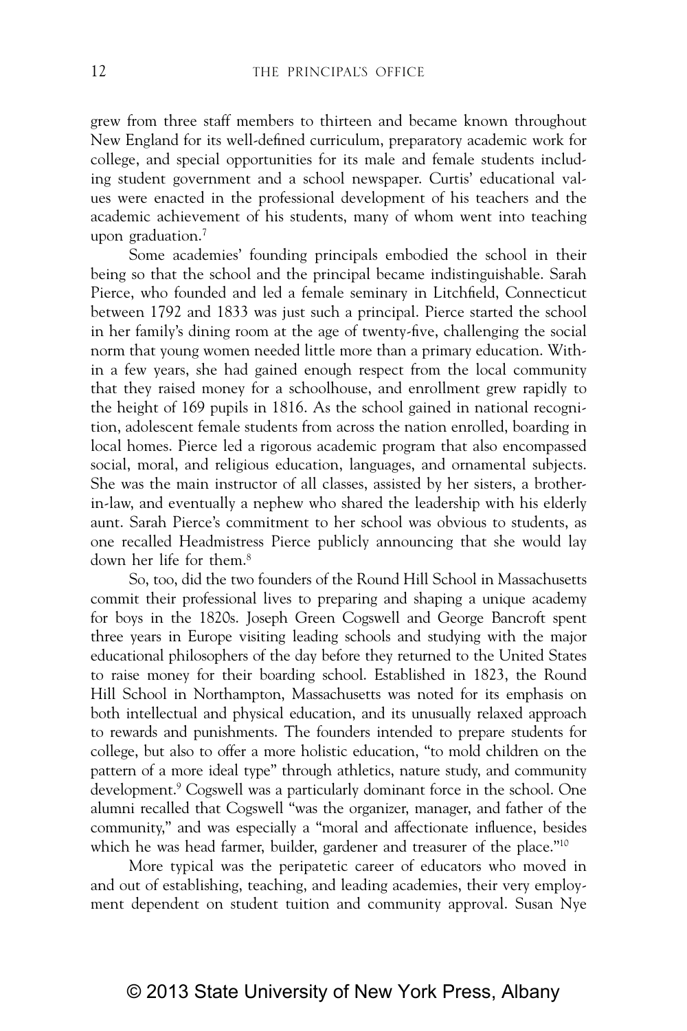grew from three staff members to thirteen and became known throughout New England for its well-defined curriculum, preparatory academic work for college, and special opportunities for its male and female students including student government and a school newspaper. Curtis' educational values were enacted in the professional development of his teachers and the academic achievement of his students, many of whom went into teaching upon graduation.[7]

Some academies' founding principals embodied the school in their being so that the school and the principal became indistinguishable. Sarah Pierce, who founded and led a female seminary in Litchfield, Connecticut between 1792 and 1833 was just such a principal. Pierce started the school in her family's dining room at the age of twenty-five, challenging the social norm that young women needed little more than a primary education. Within a few years, she had gained enough respect from the local community that they raised money for a schoolhouse, and enrollment grew rapidly to the height of 169 pupils in 1816. As the school gained in national recognition, adolescent female students from across the nation enrolled, boarding in local homes. Pierce led a rigorous academic program that also encompassed social, moral, and religious education, languages, and ornamental subjects. She was the main instructor of all classes, assisted by her sisters, a brother-in-law, and eventually a nephew who shared the leadership with his elderly aunt. Sarah Pierce's commitment to her school was obvious to students, as one recalled Headmistress Pierce publicly announcing that she would lay down her life for them.[8]

So, too, did the two founders of the Round Hill School in Massachusetts commit their professional lives to preparing and shaping a unique academy for boys in the 1820s. Joseph Green Cogswell and George Bancroft spent three years in Europe visiting leading schools and studying with the major educational philosophers of the day before they returned to the United States to raise money for their boarding school. Established in 1823, the Round Hill School in Northampton, Massachusetts was noted for its emphasis on both intellectual and physical education, and its unusually relaxed approach to rewards and punishments. The founders intended to prepare students for college, but also to offer a more holistic education, "to mold children on the pattern of a more ideal type" through athletics, nature study, and community development.[9] Cogswell was a particularly dominant force in the school. One alumni recalled that Cogswell "was the organizer, manager, and father of the community," and was especially a "moral and affectionate influence, besides which he was head farmer, builder, gardener and treasurer of the place."[10]

More typical was the peripatetic career of educators who moved in and out of establishing, teaching, and leading academies, their very employment dependent on student tuition and community approval. Susan Nye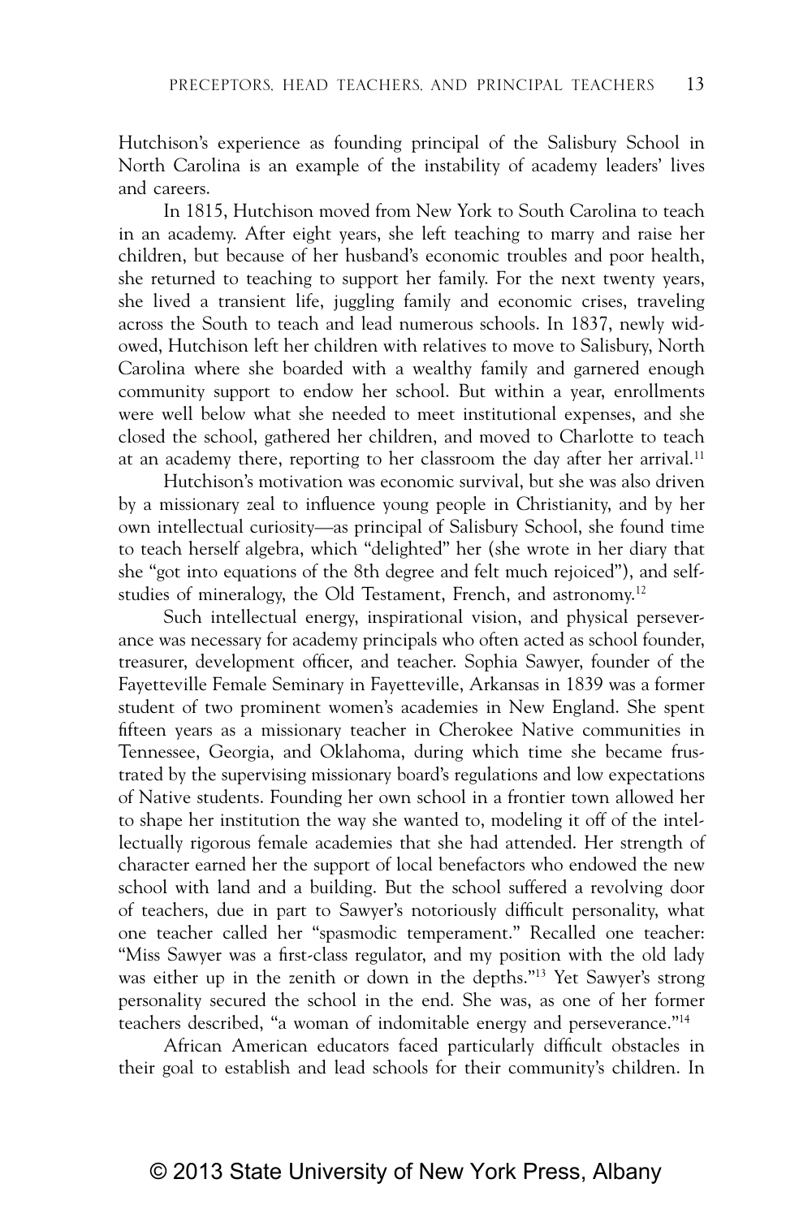Hutchison's experience as founding principal of the Salisbury School in North Carolina is an example of the instability of academy leaders' lives and careers.

In 1815, Hutchison moved from New York to South Carolina to teach in an academy. After eight years, she left teaching to marry and raise her children, but because of her husband's economic troubles and poor health, she returned to teaching to support her family. For the next twenty years, she lived a transient life, juggling family and economic crises, traveling across the South to teach and lead numerous schools. In 1837, newly widowed, Hutchison left her children with relatives to move to Salisbury, North Carolina where she boarded with a wealthy family and garnered enough community support to endow her school. But within a year, enrollments were well below what she needed to meet institutional expenses, and she closed the school, gathered her children, and moved to Charlotte to teach at an academy there, reporting to her classroom the day after her arrival.[11]

Hutchison's motivation was economic survival, but she was also driven by a missionary zeal to influence young people in Christianity, and by her own intellectual curiosity—as principal of Salisbury School, she found time to teach herself algebra, which "delighted" her (she wrote in her diary that she "got into equations of the 8th degree and felt much rejoiced"), and self-studies of mineralogy, the Old Testament, French, and astronomy.[12]

Such intellectual energy, inspirational vision, and physical perseverance was necessary for academy principals who often acted as school founder, treasurer, development officer, and teacher. Sophia Sawyer, founder of the Fayetteville Female Seminary in Fayetteville, Arkansas in 1839 was a former student of two prominent women's academies in New England. She spent fifteen years as a missionary teacher in Cherokee Native communities in Tennessee, Georgia, and Oklahoma, during which time she became frustrated by the supervising missionary board's regulations and low expectations of Native students. Founding her own school in a frontier town allowed her to shape her institution the way she wanted to, modeling it off of the intellectually rigorous female academies that she had attended. Her strength of character earned her the support of local benefactors who endowed the new school with land and a building. But the school suffered a revolving door of teachers, due in part to Sawyer's notoriously difficult personality, what one teacher called her "spasmodic temperament." Recalled one teacher: "Miss Sawyer was a first-class regulator, and my position with the old lady was either up in the zenith or down in the depths."[13] Yet Sawyer's strong personality secured the school in the end. She was, as one of her former teachers described, "a woman of indomitable energy and perseverance."[14]

African American educators faced particularly difficult obstacles in their goal to establish and lead schools for their community's children. In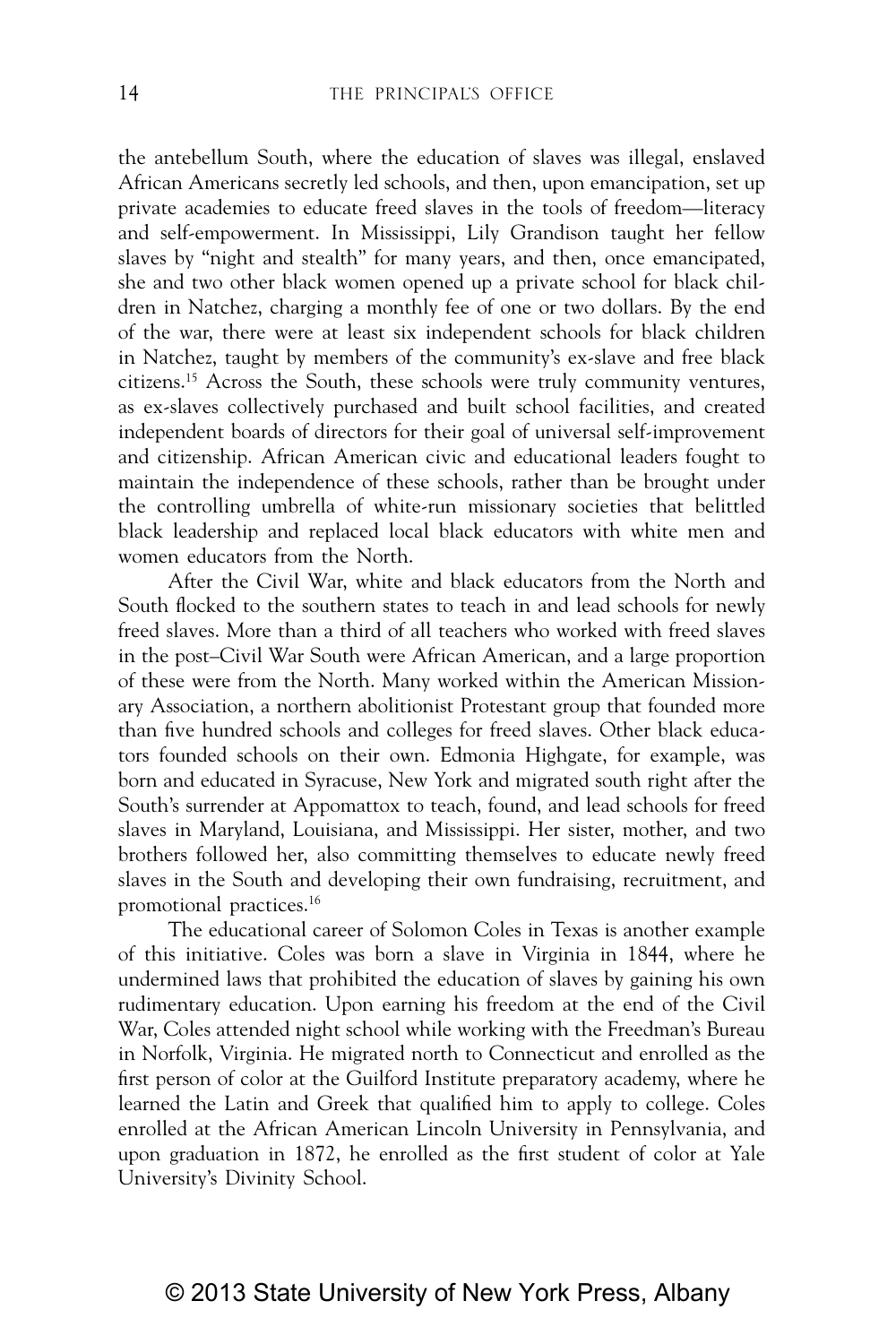the antebellum South, where the education of slaves was illegal, enslaved African Americans secretly led schools, and then, upon emancipation, set up private academies to educate freed slaves in the tools of freedom—literacy and self-empowerment. In Mississippi, Lily Grandison taught her fellow slaves by "night and stealth" for many years, and then, once emancipated, she and two other black women opened up a private school for black children in Natchez, charging a monthly fee of one or two dollars. By the end of the war, there were at least six independent schools for black children in Natchez, taught by members of the community's ex-slave and free black citizens.[15] Across the South, these schools were truly community ventures, as ex-slaves collectively purchased and built school facilities, and created independent boards of directors for their goal of universal self-improvement and citizenship. African American civic and educational leaders fought to maintain the independence of these schools, rather than be brought under the controlling umbrella of white-run missionary societies that belittled black leadership and replaced local black educators with white men and women educators from the North.

After the Civil War, white and black educators from the North and South flocked to the southern states to teach in and lead schools for newly freed slaves. More than a third of all teachers who worked with freed slaves in the post–Civil War South were African American, and a large proportion of these were from the North. Many worked within the American Missionary Association, a northern abolitionist Protestant group that founded more than five hundred schools and colleges for freed slaves. Other black educators founded schools on their own. Edmonia Highgate, for example, was born and educated in Syracuse, New York and migrated south right after the South's surrender at Appomattox to teach, found, and lead schools for freed slaves in Maryland, Louisiana, and Mississippi. Her sister, mother, and two brothers followed her, also committing themselves to educate newly freed slaves in the South and developing their own fundraising, recruitment, and promotional practices.[16]

The educational career of Solomon Coles in Texas is another example of this initiative. Coles was born a slave in Virginia in 1844, where he undermined laws that prohibited the education of slaves by gaining his own rudimentary education. Upon earning his freedom at the end of the Civil War, Coles attended night school while working with the Freedman's Bureau in Norfolk, Virginia. He migrated north to Connecticut and enrolled as the first person of color at the Guilford Institute preparatory academy, where he learned the Latin and Greek that qualified him to apply to college. Coles enrolled at the African American Lincoln University in Pennsylvania, and upon graduation in 1872, he enrolled as the first student of color at Yale University's Divinity School.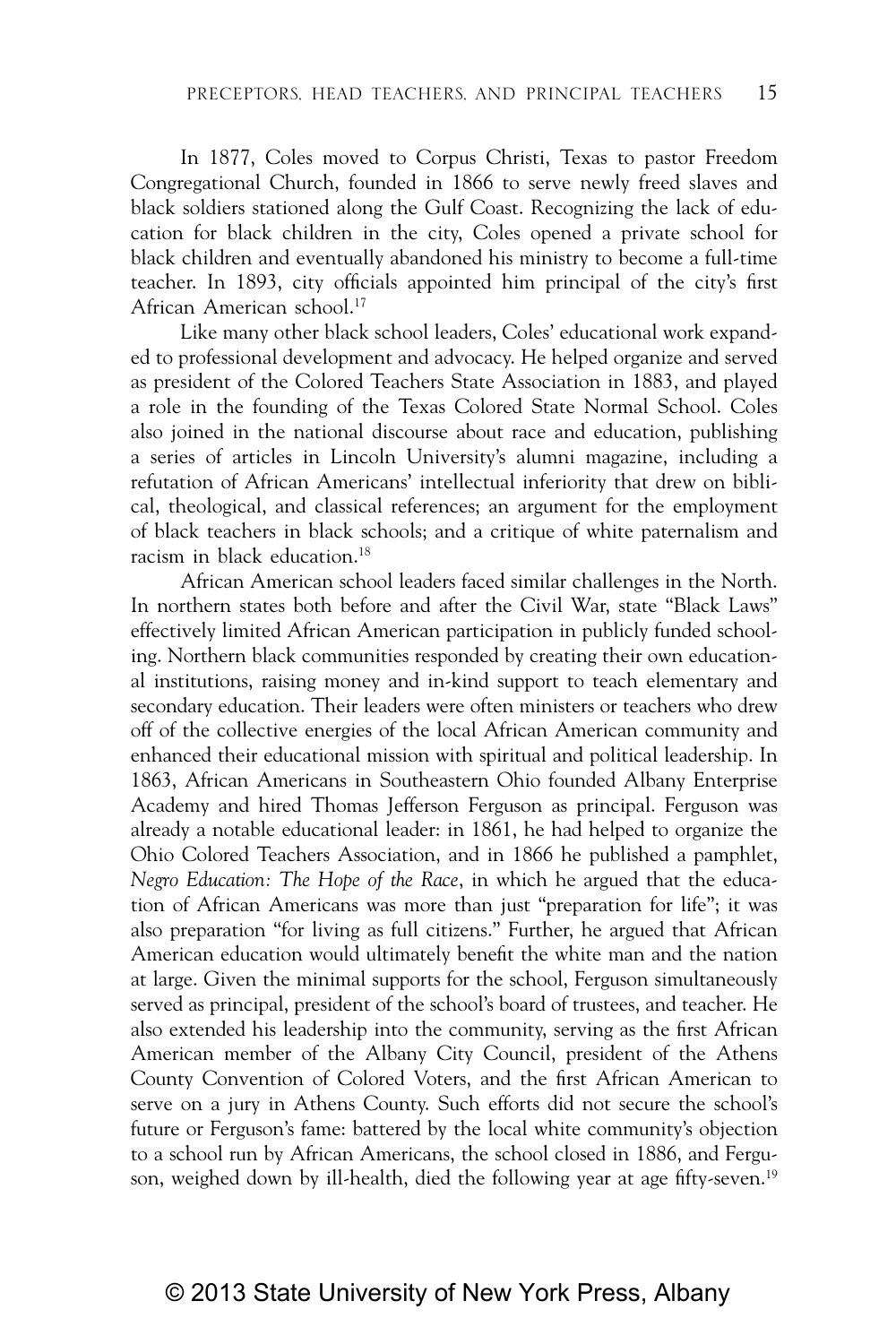In 1877, Coles moved to Corpus Christi, Texas to pastor Freedom Congregational Church, founded in 1866 to serve newly freed slaves and black soldiers stationed along the Gulf Coast. Recognizing the lack of education for black children in the city, Coles opened a private school for black children and eventually abandoned his ministry to become a full-time teacher. In 1893, city officials appointed him principal of the city's first African American school.[17]

Like many other black school leaders, Coles' educational work expanded to professional development and advocacy. He helped organize and served as president of the Colored Teachers State Association in 1883, and played a role in the founding of the Texas Colored State Normal School. Coles also joined in the national discourse about race and education, publishing a series of articles in Lincoln University's alumni magazine, including a refutation of African Americans' intellectual inferiority that drew on biblical, theological, and classical references; an argument for the employment of black teachers in black schools; and a critique of white paternalism and racism in black education.[18]

African American school leaders faced similar challenges in the North. In northern states both before and after the Civil War, state "Black Laws" effectively limited African American participation in publicly funded schooling. Northern black communities responded by creating their own educational institutions, raising money and in-kind support to teach elementary and secondary education. Their leaders were often ministers or teachers who drew off of the collective energies of the local African American community and enhanced their educational mission with spiritual and political leadership. In 1863, African Americans in Southeastern Ohio founded Albany Enterprise Academy and hired Thomas Jefferson Ferguson as principal. Ferguson was already a notable educational leader: in 1861, he had helped to organize the Ohio Colored Teachers Association, and in 1866 he published a pamphlet, *Negro Education: The Hope of the Race*, in which he argued that the education of African Americans was more than just "preparation for life"; it was also preparation "for living as full citizens." Further, he argued that African American education would ultimately benefit the white man and the nation at large. Given the minimal supports for the school, Ferguson simultaneously served as principal, president of the school's board of trustees, and teacher. He also extended his leadership into the community, serving as the first African American member of the Albany City Council, president of the Athens County Convention of Colored Voters, and the first African American to serve on a jury in Athens County. Such efforts did not secure the school's future or Ferguson's fame: battered by the local white community's objection to a school run by African Americans, the school closed in 1886, and Ferguson, weighed down by ill-health, died the following year at age fifty-seven.[19]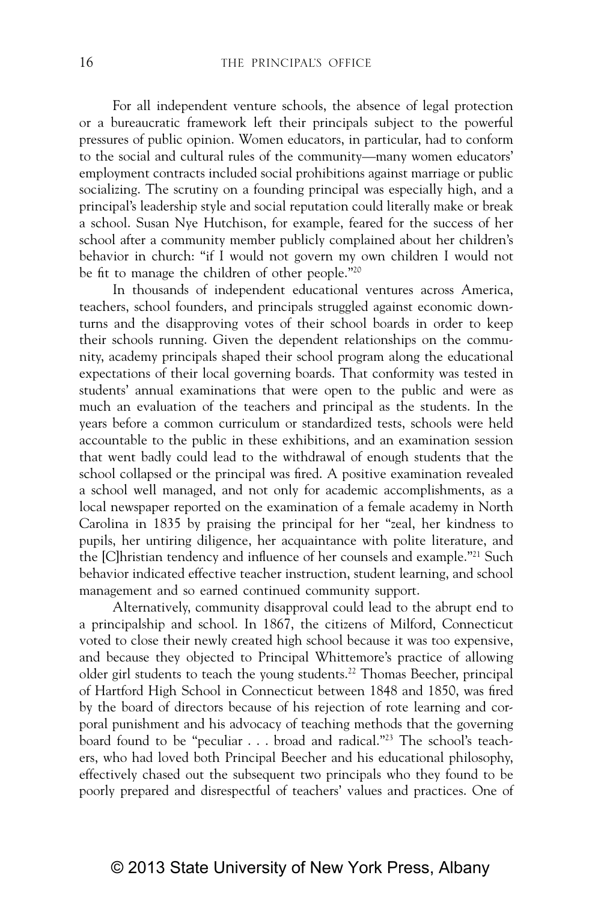For all independent venture schools, the absence of legal protection or a bureaucratic framework left their principals subject to the powerful pressures of public opinion. Women educators, in particular, had to conform to the social and cultural rules of the community—many women educators' employment contracts included social prohibitions against marriage or public socializing. The scrutiny on a founding principal was especially high, and a principal's leadership style and social reputation could literally make or break a school. Susan Nye Hutchison, for example, feared for the success of her school after a community member publicly complained about her children's behavior in church: "if I would not govern my own children I would not be fit to manage the children of other people."[20]

In thousands of independent educational ventures across America, teachers, school founders, and principals struggled against economic downturns and the disapproving votes of their school boards in order to keep their schools running. Given the dependent relationships on the community, academy principals shaped their school program along the educational expectations of their local governing boards. That conformity was tested in students' annual examinations that were open to the public and were as much an evaluation of the teachers and principal as the students. In the years before a common curriculum or standardized tests, schools were held accountable to the public in these exhibitions, and an examination session that went badly could lead to the withdrawal of enough students that the school collapsed or the principal was fired. A positive examination revealed a school well managed, and not only for academic accomplishments, as a local newspaper reported on the examination of a female academy in North Carolina in 1835 by praising the principal for her "zeal, her kindness to pupils, her untiring diligence, her acquaintance with polite literature, and the [C]hristian tendency and influence of her counsels and example."[21] Such behavior indicated effective teacher instruction, student learning, and school management and so earned continued community support.

Alternatively, community disapproval could lead to the abrupt end to a principalship and school. In 1867, the citizens of Milford, Connecticut voted to close their newly created high school because it was too expensive, and because they objected to Principal Whittemore's practice of allowing older girl students to teach the young students.[22] Thomas Beecher, principal of Hartford High School in Connecticut between 1848 and 1850, was fired by the board of directors because of his rejection of rote learning and corporal punishment and his advocacy of teaching methods that the governing board found to be "peculiar . . . broad and radical."[23] The school's teachers, who had loved both Principal Beecher and his educational philosophy, effectively chased out the subsequent two principals who they found to be poorly prepared and disrespectful of teachers' values and practices. One of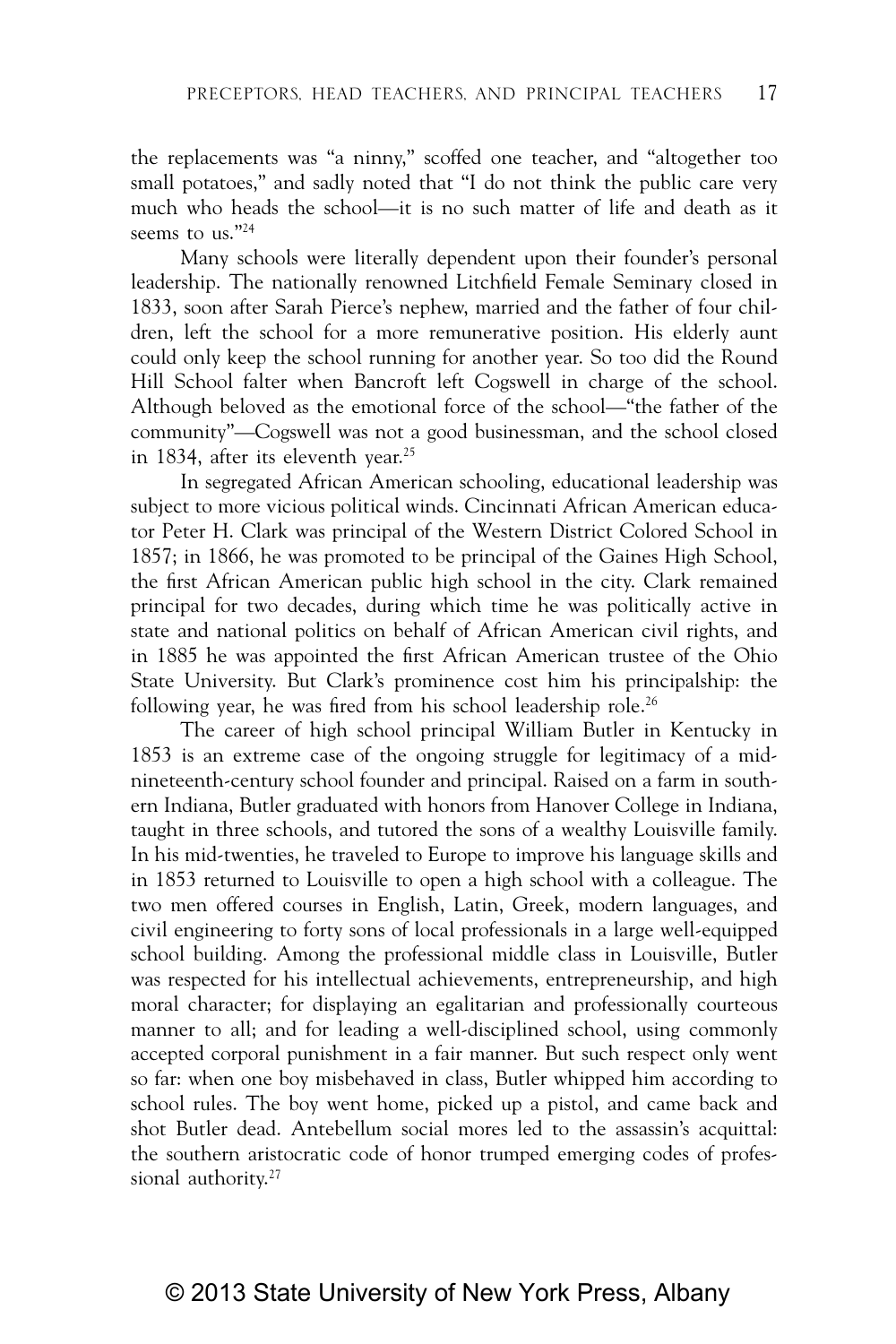the replacements was "a ninny," scoffed one teacher, and "altogether too small potatoes," and sadly noted that "I do not think the public care very much who heads the school—it is no such matter of life and death as it seems to us."[24]

Many schools were literally dependent upon their founder's personal leadership. The nationally renowned Litchfield Female Seminary closed in 1833, soon after Sarah Pierce's nephew, married and the father of four children, left the school for a more remunerative position. His elderly aunt could only keep the school running for another year. So too did the Round Hill School falter when Bancroft left Cogswell in charge of the school. Although beloved as the emotional force of the school—"the father of the community"—Cogswell was not a good businessman, and the school closed in 1834, after its eleventh year.[25]

In segregated African American schooling, educational leadership was subject to more vicious political winds. Cincinnati African American educator Peter H. Clark was principal of the Western District Colored School in 1857; in 1866, he was promoted to be principal of the Gaines High School, the first African American public high school in the city. Clark remained principal for two decades, during which time he was politically active in state and national politics on behalf of African American civil rights, and in 1885 he was appointed the first African American trustee of the Ohio State University. But Clark's prominence cost him his principalship: the following year, he was fired from his school leadership role.[26]

The career of high school principal William Butler in Kentucky in 1853 is an extreme case of the ongoing struggle for legitimacy of a mid-nineteenth-century school founder and principal. Raised on a farm in southern Indiana, Butler graduated with honors from Hanover College in Indiana, taught in three schools, and tutored the sons of a wealthy Louisville family. In his mid-twenties, he traveled to Europe to improve his language skills and in 1853 returned to Louisville to open a high school with a colleague. The two men offered courses in English, Latin, Greek, modern languages, and civil engineering to forty sons of local professionals in a large well-equipped school building. Among the professional middle class in Louisville, Butler was respected for his intellectual achievements, entrepreneurship, and high moral character; for displaying an egalitarian and professionally courteous manner to all; and for leading a well-disciplined school, using commonly accepted corporal punishment in a fair manner. But such respect only went so far: when one boy misbehaved in class, Butler whipped him according to school rules. The boy went home, picked up a pistol, and came back and shot Butler dead. Antebellum social mores led to the assassin's acquittal: the southern aristocratic code of honor trumped emerging codes of professional authority.[27]

© 2013 State University of New York Press, Albany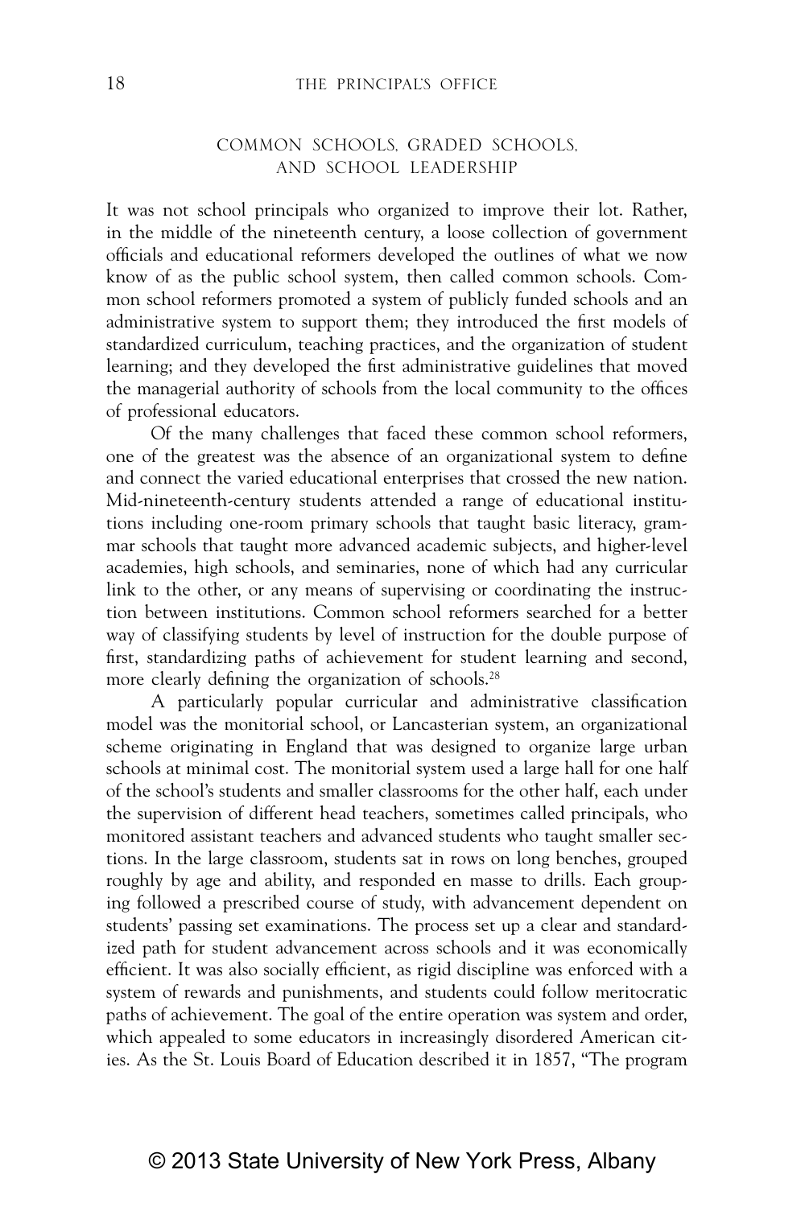## COMMON SCHOOLS, GRADED SCHOOLS, AND SCHOOL LEADERSHIP

It was not school principals who organized to improve their lot. Rather, in the middle of the nineteenth century, a loose collection of government officials and educational reformers developed the outlines of what we now know of as the public school system, then called common schools. Common school reformers promoted a system of publicly funded schools and an administrative system to support them; they introduced the first models of standardized curriculum, teaching practices, and the organization of student learning; and they developed the first administrative guidelines that moved the managerial authority of schools from the local community to the offices of professional educators.

Of the many challenges that faced these common school reformers, one of the greatest was the absence of an organizational system to define and connect the varied educational enterprises that crossed the new nation. Mid-nineteenth-century students attended a range of educational institutions including one-room primary schools that taught basic literacy, grammar schools that taught more advanced academic subjects, and higher-level academies, high schools, and seminaries, none of which had any curricular link to the other, or any means of supervising or coordinating the instruction between institutions. Common school reformers searched for a better way of classifying students by level of instruction for the double purpose of first, standardizing paths of achievement for student learning and second, more clearly defining the organization of schools.[28]

A particularly popular curricular and administrative classification model was the monitorial school, or Lancasterian system, an organizational scheme originating in England that was designed to organize large urban schools at minimal cost. The monitorial system used a large hall for one half of the school's students and smaller classrooms for the other half, each under the supervision of different head teachers, sometimes called principals, who monitored assistant teachers and advanced students who taught smaller sections. In the large classroom, students sat in rows on long benches, grouped roughly by age and ability, and responded en masse to drills. Each grouping followed a prescribed course of study, with advancement dependent on students' passing set examinations. The process set up a clear and standardized path for student advancement across schools and it was economically efficient. It was also socially efficient, as rigid discipline was enforced with a system of rewards and punishments, and students could follow meritocratic paths of achievement. The goal of the entire operation was system and order, which appealed to some educators in increasingly disordered American cities. As the St. Louis Board of Education described it in 1857, "The program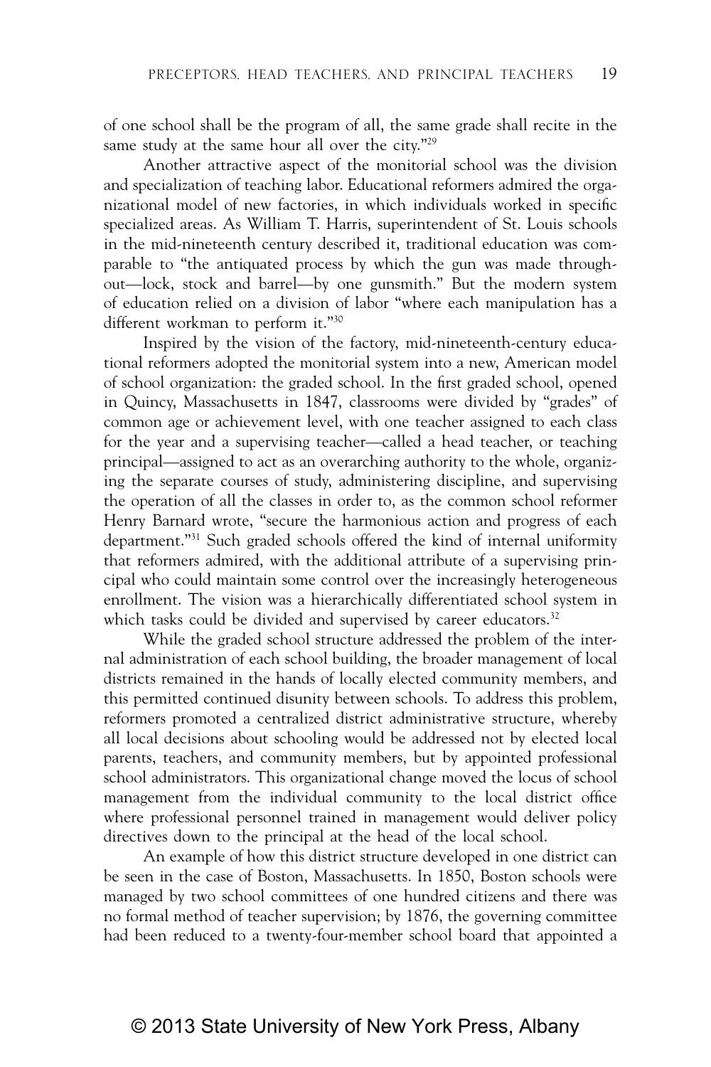of one school shall be the program of all, the same grade shall recite in the same study at the same hour all over the city."[29]

Another attractive aspect of the monitorial school was the division and specialization of teaching labor. Educational reformers admired the organizational model of new factories, in which individuals worked in specific specialized areas. As William T. Harris, superintendent of St. Louis schools in the mid-nineteenth century described it, traditional education was comparable to "the antiquated process by which the gun was made throughout—lock, stock and barrel—by one gunsmith." But the modern system of education relied on a division of labor "where each manipulation has a different workman to perform it."[30]

Inspired by the vision of the factory, mid-nineteenth-century educational reformers adopted the monitorial system into a new, American model of school organization: the graded school. In the first graded school, opened in Quincy, Massachusetts in 1847, classrooms were divided by "grades" of common age or achievement level, with one teacher assigned to each class for the year and a supervising teacher—called a head teacher, or teaching principal—assigned to act as an overarching authority to the whole, organizing the separate courses of study, administering discipline, and supervising the operation of all the classes in order to, as the common school reformer Henry Barnard wrote, "secure the harmonious action and progress of each department."[31] Such graded schools offered the kind of internal uniformity that reformers admired, with the additional attribute of a supervising principal who could maintain some control over the increasingly heterogeneous enrollment. The vision was a hierarchically differentiated school system in which tasks could be divided and supervised by career educators.[32]

While the graded school structure addressed the problem of the internal administration of each school building, the broader management of local districts remained in the hands of locally elected community members, and this permitted continued disunity between schools. To address this problem, reformers promoted a centralized district administrative structure, whereby all local decisions about schooling would be addressed not by elected local parents, teachers, and community members, but by appointed professional school administrators. This organizational change moved the locus of school management from the individual community to the local district office where professional personnel trained in management would deliver policy directives down to the principal at the head of the local school.

An example of how this district structure developed in one district can be seen in the case of Boston, Massachusetts. In 1850, Boston schools were managed by two school committees of one hundred citizens and there was no formal method of teacher supervision; by 1876, the governing committee had been reduced to a twenty-four-member school board that appointed a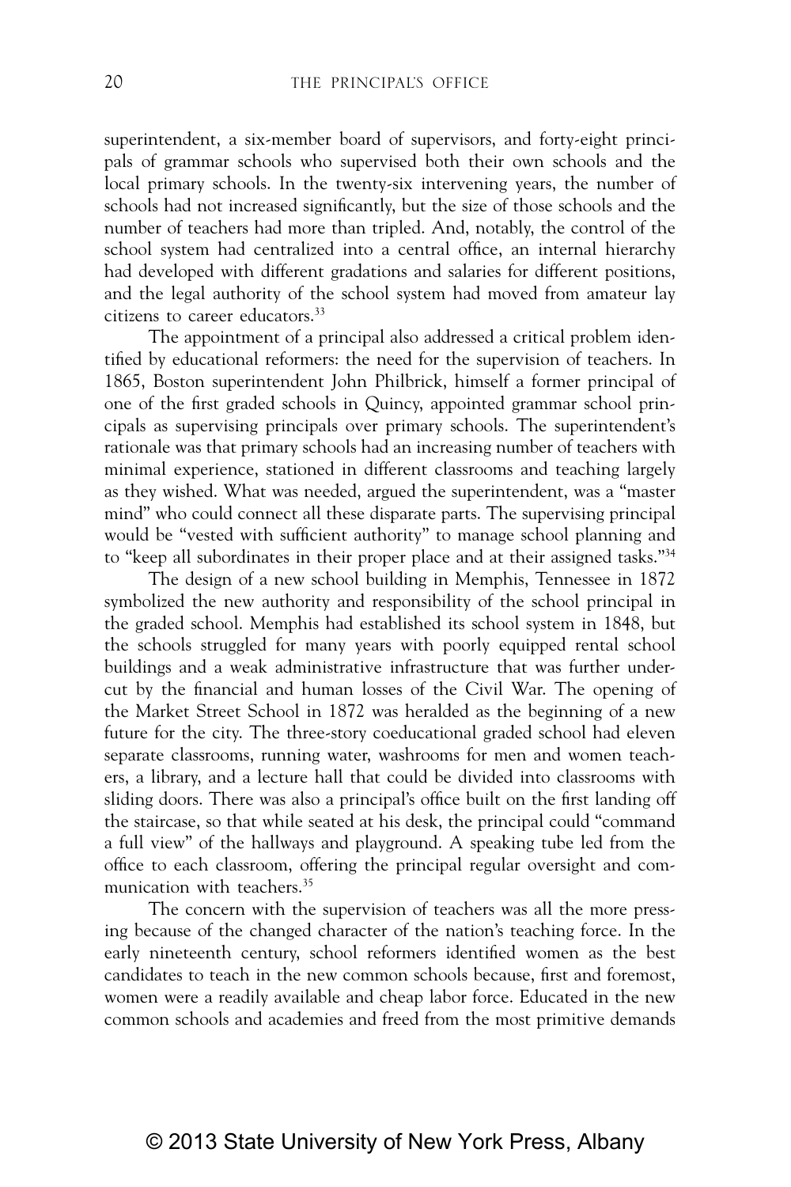superintendent, a six-member board of supervisors, and forty-eight principals of grammar schools who supervised both their own schools and the local primary schools. In the twenty-six intervening years, the number of schools had not increased significantly, but the size of those schools and the number of teachers had more than tripled. And, notably, the control of the school system had centralized into a central office, an internal hierarchy had developed with different gradations and salaries for different positions, and the legal authority of the school system had moved from amateur lay citizens to career educators.[33]

The appointment of a principal also addressed a critical problem identified by educational reformers: the need for the supervision of teachers. In 1865, Boston superintendent John Philbrick, himself a former principal of one of the first graded schools in Quincy, appointed grammar school principals as supervising principals over primary schools. The superintendent's rationale was that primary schools had an increasing number of teachers with minimal experience, stationed in different classrooms and teaching largely as they wished. What was needed, argued the superintendent, was a "master mind" who could connect all these disparate parts. The supervising principal would be "vested with sufficient authority" to manage school planning and to "keep all subordinates in their proper place and at their assigned tasks."[34]

The design of a new school building in Memphis, Tennessee in 1872 symbolized the new authority and responsibility of the school principal in the graded school. Memphis had established its school system in 1848, but the schools struggled for many years with poorly equipped rental school buildings and a weak administrative infrastructure that was further undercut by the financial and human losses of the Civil War. The opening of the Market Street School in 1872 was heralded as the beginning of a new future for the city. The three-story coeducational graded school had eleven separate classrooms, running water, washrooms for men and women teachers, a library, and a lecture hall that could be divided into classrooms with sliding doors. There was also a principal's office built on the first landing off the staircase, so that while seated at his desk, the principal could "command a full view" of the hallways and playground. A speaking tube led from the office to each classroom, offering the principal regular oversight and communication with teachers.[35]

The concern with the supervision of teachers was all the more pressing because of the changed character of the nation's teaching force. In the early nineteenth century, school reformers identified women as the best candidates to teach in the new common schools because, first and foremost, women were a readily available and cheap labor force. Educated in the new common schools and academies and freed from the most primitive demands

© 2013 State University of New York Press, Albany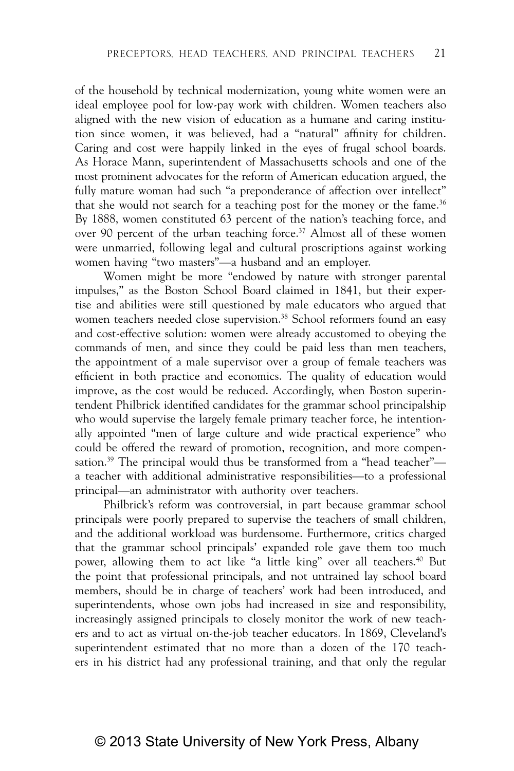of the household by technical modernization, young white women were an ideal employee pool for low-pay work with children. Women teachers also aligned with the new vision of education as a humane and caring institution since women, it was believed, had a "natural" affinity for children. Caring and cost were happily linked in the eyes of frugal school boards. As Horace Mann, superintendent of Massachusetts schools and one of the most prominent advocates for the reform of American education argued, the fully mature woman had such "a preponderance of affection over intellect" that she would not search for a teaching post for the money or the fame.[36] By 1888, women constituted 63 percent of the nation's teaching force, and over 90 percent of the urban teaching force.[37] Almost all of these women were unmarried, following legal and cultural proscriptions against working women having "two masters"—a husband and an employer.

Women might be more "endowed by nature with stronger parental impulses," as the Boston School Board claimed in 1841, but their expertise and abilities were still questioned by male educators who argued that women teachers needed close supervision.[38] School reformers found an easy and cost-effective solution: women were already accustomed to obeying the commands of men, and since they could be paid less than men teachers, the appointment of a male supervisor over a group of female teachers was efficient in both practice and economics. The quality of education would improve, as the cost would be reduced. Accordingly, when Boston superintendent Philbrick identified candidates for the grammar school principalship who would supervise the largely female primary teacher force, he intentionally appointed "men of large culture and wide practical experience" who could be offered the reward of promotion, recognition, and more compensation.[39] The principal would thus be transformed from a "head teacher"—a teacher with additional administrative responsibilities—to a professional principal—an administrator with authority over teachers.

Philbrick's reform was controversial, in part because grammar school principals were poorly prepared to supervise the teachers of small children, and the additional workload was burdensome. Furthermore, critics charged that the grammar school principals' expanded role gave them too much power, allowing them to act like "a little king" over all teachers.[40] But the point that professional principals, and not untrained lay school board members, should be in charge of teachers' work had been introduced, and superintendents, whose own jobs had increased in size and responsibility, increasingly assigned principals to closely monitor the work of new teachers and to act as virtual on-the-job teacher educators. In 1869, Cleveland's superintendent estimated that no more than a dozen of the 170 teachers in his district had any professional training, and that only the regular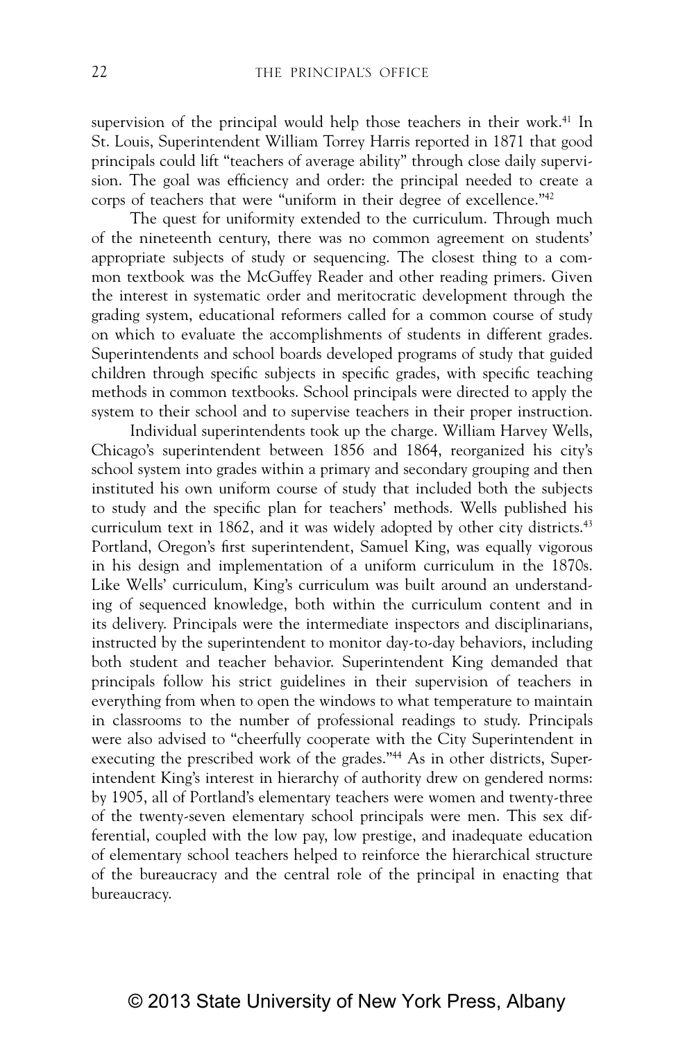supervision of the principal would help those teachers in their work.[41] In St. Louis, Superintendent William Torrey Harris reported in 1871 that good principals could lift "teachers of average ability" through close daily supervision. The goal was efficiency and order: the principal needed to create a corps of teachers that were "uniform in their degree of excellence."[42]

The quest for uniformity extended to the curriculum. Through much of the nineteenth century, there was no common agreement on students' appropriate subjects of study or sequencing. The closest thing to a common textbook was the McGuffey Reader and other reading primers. Given the interest in systematic order and meritocratic development through the grading system, educational reformers called for a common course of study on which to evaluate the accomplishments of students in different grades. Superintendents and school boards developed programs of study that guided children through specific subjects in specific grades, with specific teaching methods in common textbooks. School principals were directed to apply the system to their school and to supervise teachers in their proper instruction.

Individual superintendents took up the charge. William Harvey Wells, Chicago's superintendent between 1856 and 1864, reorganized his city's school system into grades within a primary and secondary grouping and then instituted his own uniform course of study that included both the subjects to study and the specific plan for teachers' methods. Wells published his curriculum text in 1862, and it was widely adopted by other city districts.[43] Portland, Oregon's first superintendent, Samuel King, was equally vigorous in his design and implementation of a uniform curriculum in the 1870s. Like Wells' curriculum, King's curriculum was built around an understanding of sequenced knowledge, both within the curriculum content and in its delivery. Principals were the intermediate inspectors and disciplinarians, instructed by the superintendent to monitor day-to-day behaviors, including both student and teacher behavior. Superintendent King demanded that principals follow his strict guidelines in their supervision of teachers in everything from when to open the windows to what temperature to maintain in classrooms to the number of professional readings to study. Principals were also advised to "cheerfully cooperate with the City Superintendent in executing the prescribed work of the grades."[44] As in other districts, Superintendent King's interest in hierarchy of authority drew on gendered norms: by 1905, all of Portland's elementary teachers were women and twenty-three of the twenty-seven elementary school principals were men. This sex differential, coupled with the low pay, low prestige, and inadequate education of elementary school teachers helped to reinforce the hierarchical structure of the bureaucracy and the central role of the principal in enacting that bureaucracy.

© 2013 State University of New York Press, Albany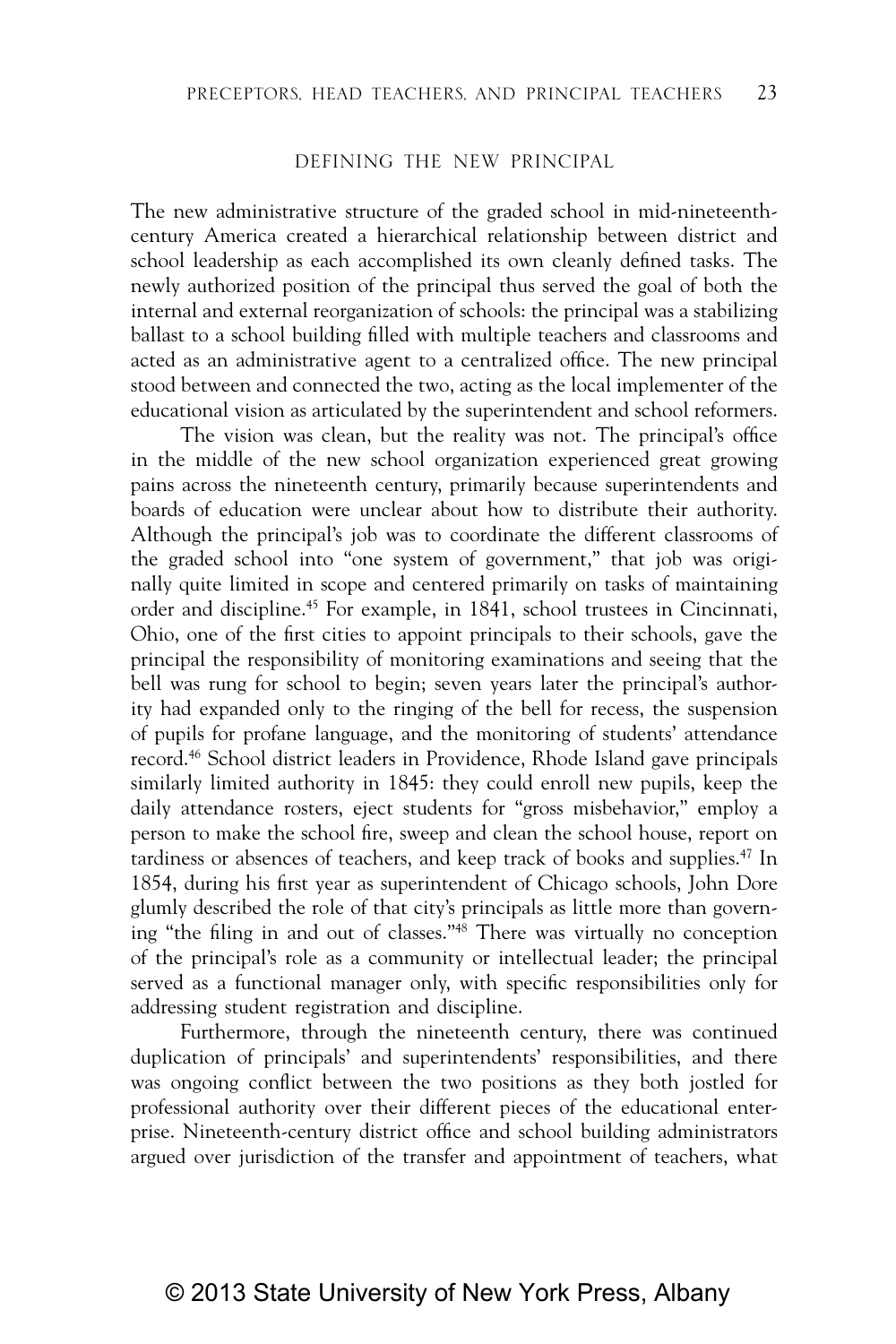## DEFINING THE NEW PRINCIPAL

The new administrative structure of the graded school in mid-nineteenth-century America created a hierarchical relationship between district and school leadership as each accomplished its own cleanly defined tasks. The newly authorized position of the principal thus served the goal of both the internal and external reorganization of schools: the principal was a stabilizing ballast to a school building filled with multiple teachers and classrooms and acted as an administrative agent to a centralized office. The new principal stood between and connected the two, acting as the local implementer of the educational vision as articulated by the superintendent and school reformers.

The vision was clean, but the reality was not. The principal's office in the middle of the new school organization experienced great growing pains across the nineteenth century, primarily because superintendents and boards of education were unclear about how to distribute their authority. Although the principal's job was to coordinate the different classrooms of the graded school into "one system of government," that job was originally quite limited in scope and centered primarily on tasks of maintaining order and discipline.[45] For example, in 1841, school trustees in Cincinnati, Ohio, one of the first cities to appoint principals to their schools, gave the principal the responsibility of monitoring examinations and seeing that the bell was rung for school to begin; seven years later the principal's authority had expanded only to the ringing of the bell for recess, the suspension of pupils for profane language, and the monitoring of students' attendance record.[46] School district leaders in Providence, Rhode Island gave principals similarly limited authority in 1845: they could enroll new pupils, keep the daily attendance rosters, eject students for "gross misbehavior," employ a person to make the school fire, sweep and clean the school house, report on tardiness or absences of teachers, and keep track of books and supplies.[47] In 1854, during his first year as superintendent of Chicago schools, John Dore glumly described the role of that city's principals as little more than governing "the filing in and out of classes."[48] There was virtually no conception of the principal's role as a community or intellectual leader; the principal served as a functional manager only, with specific responsibilities only for addressing student registration and discipline.

Furthermore, through the nineteenth century, there was continued duplication of principals' and superintendents' responsibilities, and there was ongoing conflict between the two positions as they both jostled for professional authority over their different pieces of the educational enterprise. Nineteenth-century district office and school building administrators argued over jurisdiction of the transfer and appointment of teachers, what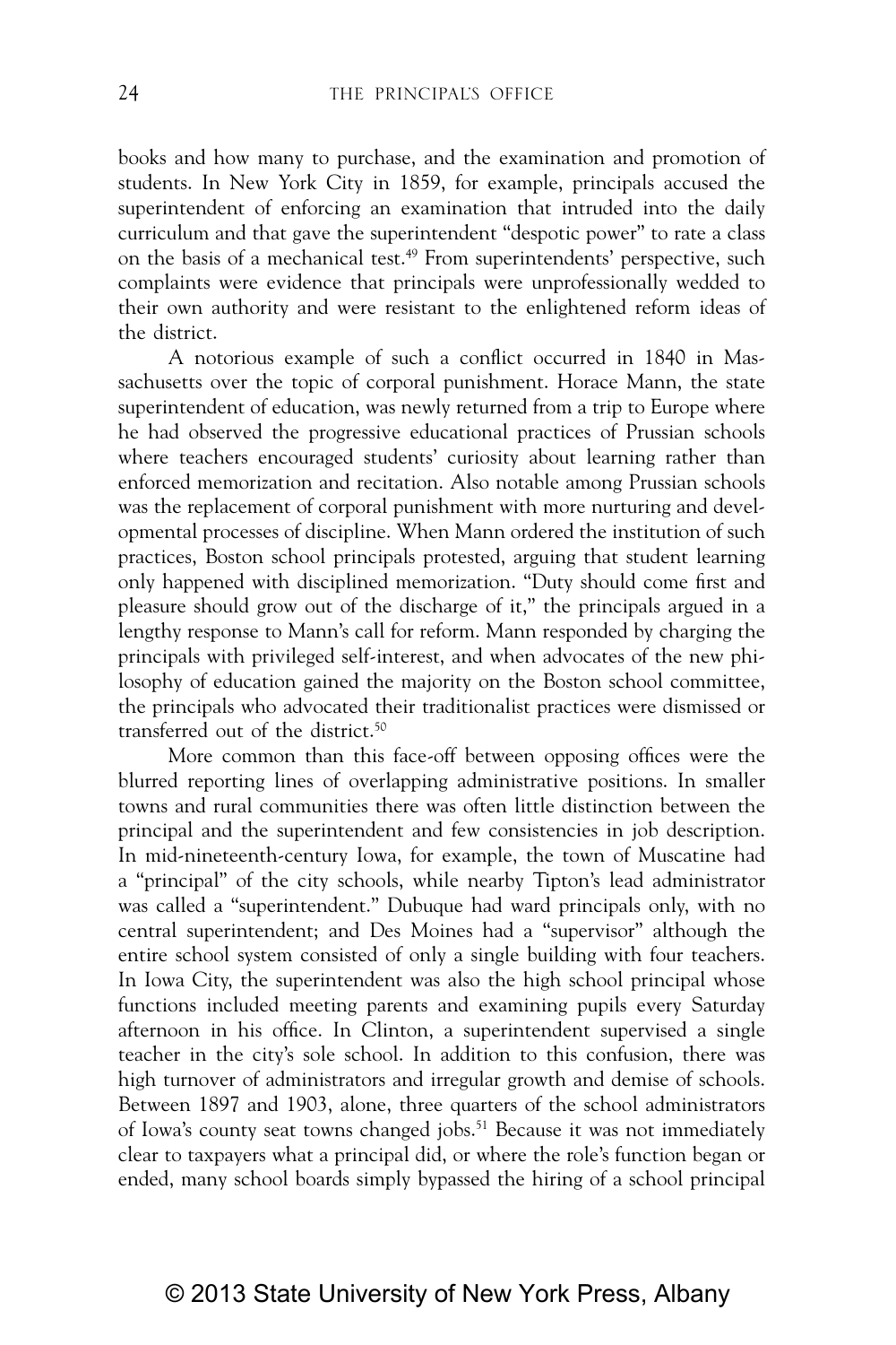books and how many to purchase, and the examination and promotion of students. In New York City in 1859, for example, principals accused the superintendent of enforcing an examination that intruded into the daily curriculum and that gave the superintendent "despotic power" to rate a class on the basis of a mechanical test.[49] From superintendents' perspective, such complaints were evidence that principals were unprofessionally wedded to their own authority and were resistant to the enlightened reform ideas of the district.

A notorious example of such a conflict occurred in 1840 in Massachusetts over the topic of corporal punishment. Horace Mann, the state superintendent of education, was newly returned from a trip to Europe where he had observed the progressive educational practices of Prussian schools where teachers encouraged students' curiosity about learning rather than enforced memorization and recitation. Also notable among Prussian schools was the replacement of corporal punishment with more nurturing and developmental processes of discipline. When Mann ordered the institution of such practices, Boston school principals protested, arguing that student learning only happened with disciplined memorization. "Duty should come first and pleasure should grow out of the discharge of it," the principals argued in a lengthy response to Mann's call for reform. Mann responded by charging the principals with privileged self-interest, and when advocates of the new philosophy of education gained the majority on the Boston school committee, the principals who advocated their traditionalist practices were dismissed or transferred out of the district.[50]

More common than this face-off between opposing offices were the blurred reporting lines of overlapping administrative positions. In smaller towns and rural communities there was often little distinction between the principal and the superintendent and few consistencies in job description. In mid-nineteenth-century Iowa, for example, the town of Muscatine had a "principal" of the city schools, while nearby Tipton's lead administrator was called a "superintendent." Dubuque had ward principals only, with no central superintendent; and Des Moines had a "supervisor" although the entire school system consisted of only a single building with four teachers. In Iowa City, the superintendent was also the high school principal whose functions included meeting parents and examining pupils every Saturday afternoon in his office. In Clinton, a superintendent supervised a single teacher in the city's sole school. In addition to this confusion, there was high turnover of administrators and irregular growth and demise of schools. Between 1897 and 1903, alone, three quarters of the school administrators of Iowa's county seat towns changed jobs.[51] Because it was not immediately clear to taxpayers what a principal did, or where the role's function began or ended, many school boards simply bypassed the hiring of a school principal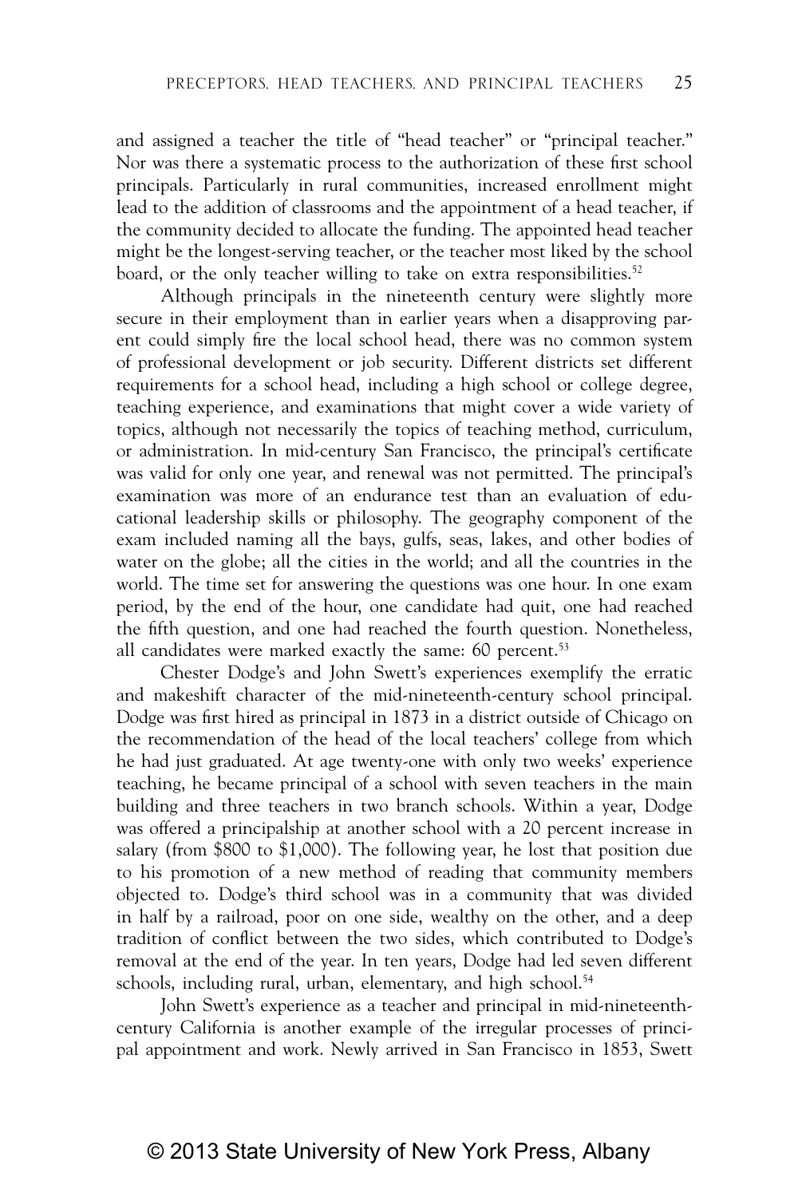and assigned a teacher the title of "head teacher" or "principal teacher." Nor was there a systematic process to the authorization of these first school principals. Particularly in rural communities, increased enrollment might lead to the addition of classrooms and the appointment of a head teacher, if the community decided to allocate the funding. The appointed head teacher might be the longest-serving teacher, or the teacher most liked by the school board, or the only teacher willing to take on extra responsibilities.[52]

Although principals in the nineteenth century were slightly more secure in their employment than in earlier years when a disapproving parent could simply fire the local school head, there was no common system of professional development or job security. Different districts set different requirements for a school head, including a high school or college degree, teaching experience, and examinations that might cover a wide variety of topics, although not necessarily the topics of teaching method, curriculum, or administration. In mid-century San Francisco, the principal's certificate was valid for only one year, and renewal was not permitted. The principal's examination was more of an endurance test than an evaluation of educational leadership skills or philosophy. The geography component of the exam included naming all the bays, gulfs, seas, lakes, and other bodies of water on the globe; all the cities in the world; and all the countries in the world. The time set for answering the questions was one hour. In one exam period, by the end of the hour, one candidate had quit, one had reached the fifth question, and one had reached the fourth question. Nonetheless, all candidates were marked exactly the same: 60 percent.[53]

Chester Dodge's and John Swett's experiences exemplify the erratic and makeshift character of the mid-nineteenth-century school principal. Dodge was first hired as principal in 1873 in a district outside of Chicago on the recommendation of the head of the local teachers' college from which he had just graduated. At age twenty-one with only two weeks' experience teaching, he became principal of a school with seven teachers in the main building and three teachers in two branch schools. Within a year, Dodge was offered a principalship at another school with a 20 percent increase in salary (from $800 to $1,000). The following year, he lost that position due to his promotion of a new method of reading that community members objected to. Dodge's third school was in a community that was divided in half by a railroad, poor on one side, wealthy on the other, and a deep tradition of conflict between the two sides, which contributed to Dodge's removal at the end of the year. In ten years, Dodge had led seven different schools, including rural, urban, elementary, and high school.[54]

John Swett's experience as a teacher and principal in mid-nineteenth-century California is another example of the irregular processes of principal appointment and work. Newly arrived in San Francisco in 1853, Swett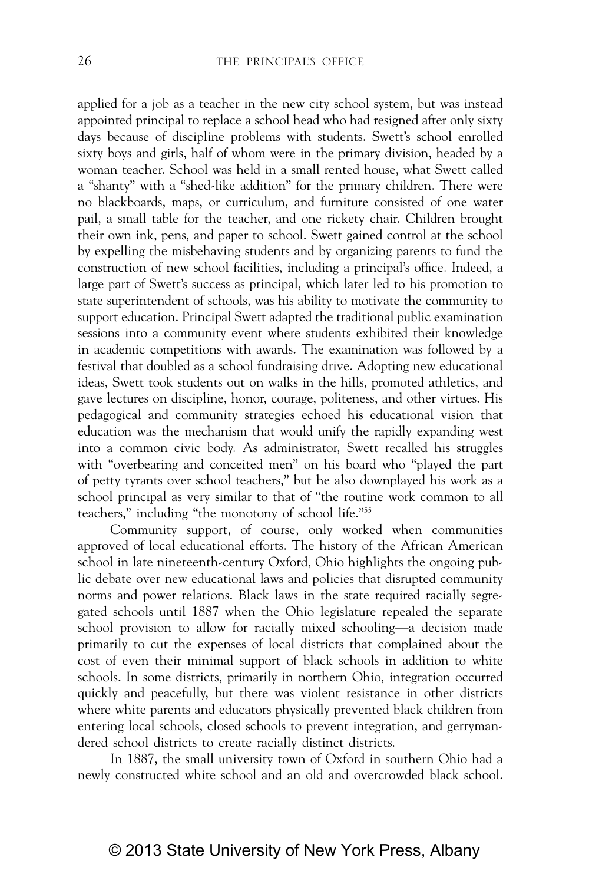applied for a job as a teacher in the new city school system, but was instead appointed principal to replace a school head who had resigned after only sixty days because of discipline problems with students. Swett's school enrolled sixty boys and girls, half of whom were in the primary division, headed by a woman teacher. School was held in a small rented house, what Swett called a "shanty" with a "shed-like addition" for the primary children. There were no blackboards, maps, or curriculum, and furniture consisted of one water pail, a small table for the teacher, and one rickety chair. Children brought their own ink, pens, and paper to school. Swett gained control at the school by expelling the misbehaving students and by organizing parents to fund the construction of new school facilities, including a principal's office. Indeed, a large part of Swett's success as principal, which later led to his promotion to state superintendent of schools, was his ability to motivate the community to support education. Principal Swett adapted the traditional public examination sessions into a community event where students exhibited their knowledge in academic competitions with awards. The examination was followed by a festival that doubled as a school fundraising drive. Adopting new educational ideas, Swett took students out on walks in the hills, promoted athletics, and gave lectures on discipline, honor, courage, politeness, and other virtues. His pedagogical and community strategies echoed his educational vision that education was the mechanism that would unify the rapidly expanding west into a common civic body. As administrator, Swett recalled his struggles with "overbearing and conceited men" on his board who "played the part of petty tyrants over school teachers," but he also downplayed his work as a school principal as very similar to that of "the routine work common to all teachers," including "the monotony of school life."[55]

Community support, of course, only worked when communities approved of local educational efforts. The history of the African American school in late nineteenth-century Oxford, Ohio highlights the ongoing public debate over new educational laws and policies that disrupted community norms and power relations. Black laws in the state required racially segregated schools until 1887 when the Ohio legislature repealed the separate school provision to allow for racially mixed schooling—a decision made primarily to cut the expenses of local districts that complained about the cost of even their minimal support of black schools in addition to white schools. In some districts, primarily in northern Ohio, integration occurred quickly and peacefully, but there was violent resistance in other districts where white parents and educators physically prevented black children from entering local schools, closed schools to prevent integration, and gerrymandered school districts to create racially distinct districts.

In 1887, the small university town of Oxford in southern Ohio had a newly constructed white school and an old and overcrowded black school.

© 2013 State University of New York Press, Albany